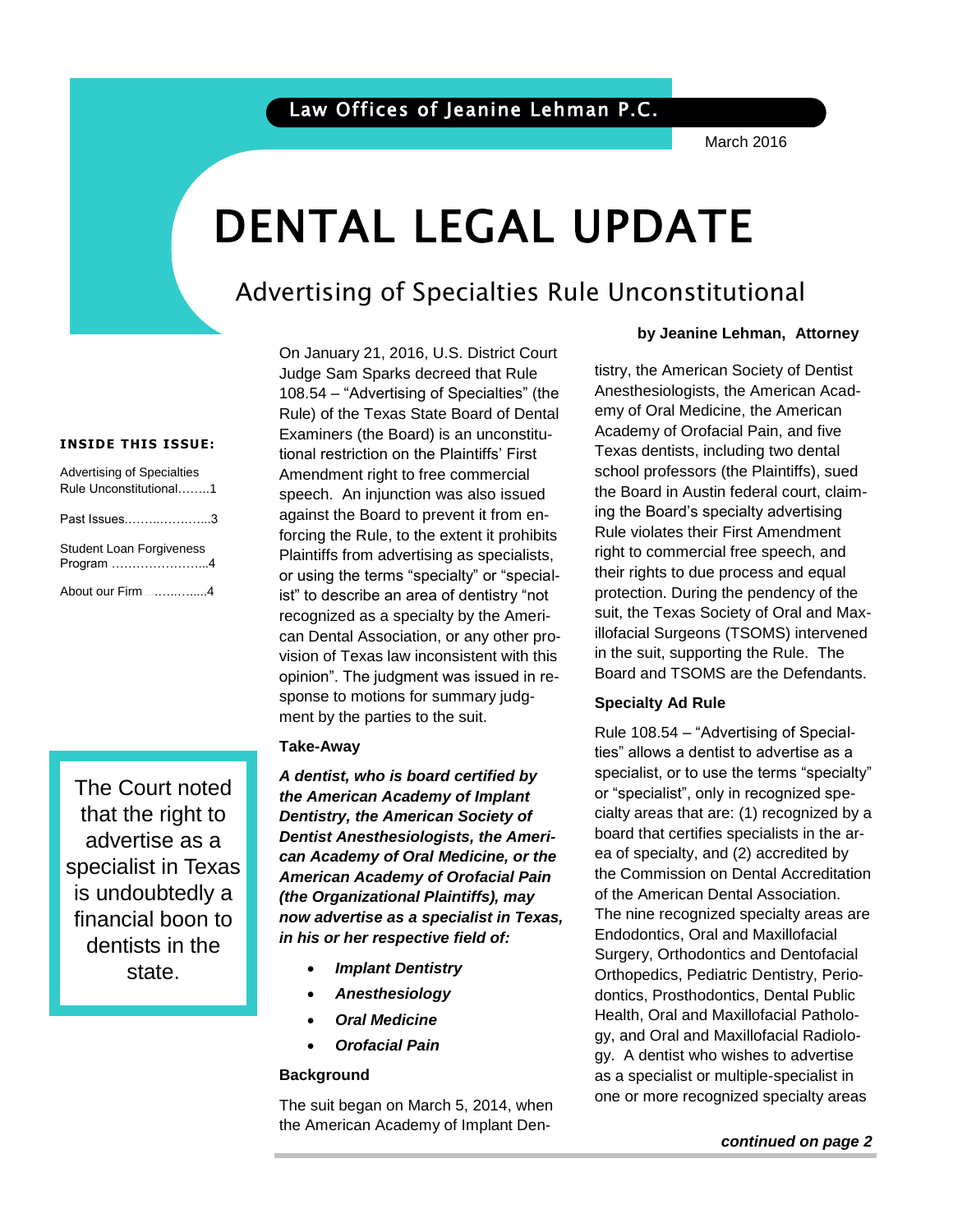Law Offices of Jeanine Lehman P.C.

March 2016

# DENTAL LEGAL UPDATE

## Advertising of Specialties Rule Unconstitutional

**by Jeanine Lehman, Attorney**

**INSIDE THIS ISSUE:**

- Advertising of Specialties Rule Unconstitutional........1
- Past Issues........................3
- Student Loan Forgiveness Program ........................4
- About our Firm ..............4

On January 21, 2016, U.S. District Court Judge Sam Sparks decreed that Rule 108.54 – "Advertising of Specialties" (the Rule) of the Texas State Board of Dental Examiners (the Board) is an unconstitutional restriction on the Plaintiffs' First Amendment right to free commercial speech. An injunction was also issued against the Board to prevent it from enforcing the Rule, to the extent it prohibits Plaintiffs from advertising as specialists, or using the terms "specialty" or "specialist" to describe an area of dentistry "not recognized as a specialty by the American Dental Association, or any other provision of Texas law inconsistent with this opinion". The judgment was issued in response to motions for summary judgment by the parties to the suit.

### Take-Away

***A dentist, who is board certified by the American Academy of Implant Dentistry, the American Society of Dentist Anesthesiologists, the American Academy of Oral Medicine, or the American Academy of Orofacial Pain (the Organizational Plaintiffs), may now advertise as a specialist in Texas, in his or her respective field of:***

- ***Implant Dentistry***
- ***Anesthesiology***
- ***Oral Medicine***
- ***Orofacial Pain***

> The Court noted that the right to advertise as a specialist in Texas is undoubtedly a financial boon to dentists in the state.

### Background

The suit began on March 5, 2014, when the American Academy of Implant Dentistry, the American Society of Dentist Anesthesiologists, the American Academy of Oral Medicine, the American Academy of Orofacial Pain, and five Texas dentists, including two dental school professors (the Plaintiffs), sued the Board in Austin federal court, claiming the Board's specialty advertising Rule violates their First Amendment right to commercial free speech, and their rights to due process and equal protection. During the pendency of the suit, the Texas Society of Oral and Maxillofacial Surgeons (TSOMS) intervened in the suit, supporting the Rule. The Board and TSOMS are the Defendants.

### Specialty Ad Rule

Rule 108.54 – "Advertising of Specialties" allows a dentist to advertise as a specialist, or to use the terms "specialty" or "specialist", only in recognized specialty areas that are: (1) recognized by a board that certifies specialists in the area of specialty, and (2) accredited by the Commission on Dental Accreditation of the American Dental Association. The nine recognized specialty areas are Endodontics, Oral and Maxillofacial Surgery, Orthodontics and Dentofacial Orthopedics, Pediatric Dentistry, Periodontics, Prosthodontics, Dental Public Health, Oral and Maxillofacial Pathology, and Oral and Maxillofacial Radiology. A dentist who wishes to advertise as a specialist or multiple-specialist in one or more recognized specialty areas

***continued on page 2***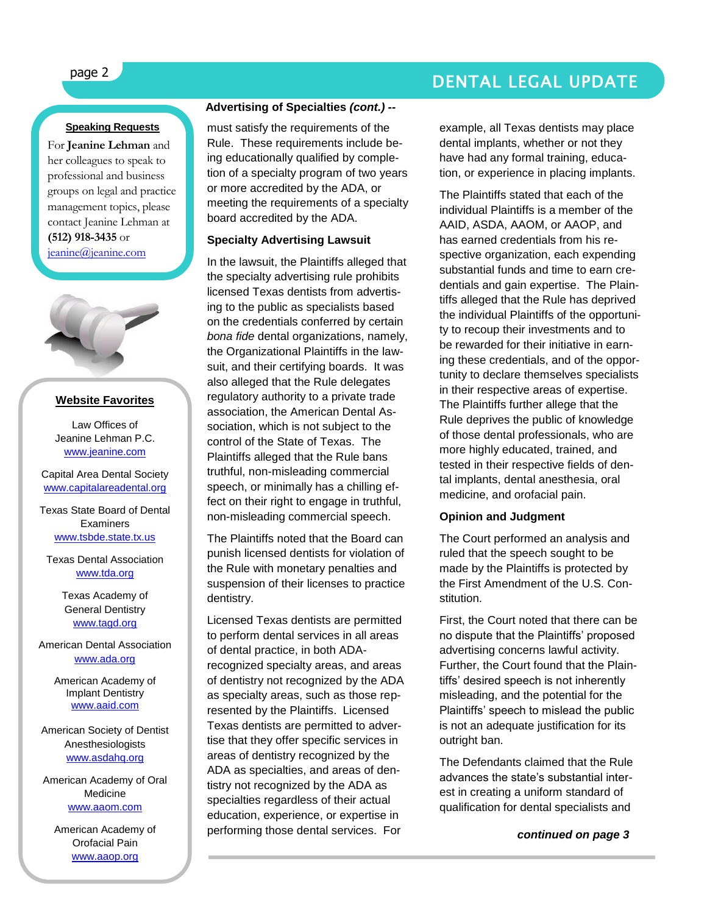## Advertising of Specialties *(cont.)* --

must satisfy the requirements of the Rule. These requirements include being educationally qualified by completion of a specialty program of two years or more accredited by the ADA, or meeting the requirements of a specialty board accredited by the ADA.

### Specialty Advertising Lawsuit

In the lawsuit, the Plaintiffs alleged that the specialty advertising rule prohibits licensed Texas dentists from advertising to the public as specialists based on the credentials conferred by certain *bona fide* dental organizations, namely, the Organizational Plaintiffs in the lawsuit, and their certifying boards. It was also alleged that the Rule delegates regulatory authority to a private trade association, the American Dental Association, which is not subject to the control of the State of Texas. The Plaintiffs alleged that the Rule bans truthful, non-misleading commercial speech, or minimally has a chilling effect on their right to engage in truthful, non-misleading commercial speech.

The Plaintiffs noted that the Board can punish licensed dentists for violation of the Rule with monetary penalties and suspension of their licenses to practice dentistry.

Licensed Texas dentists are permitted to perform dental services in all areas of dental practice, in both ADA-recognized specialty areas, and areas of dentistry not recognized by the ADA as specialty areas, such as those represented by the Plaintiffs. Licensed Texas dentists are permitted to advertise that they offer specific services in areas of dentistry recognized by the ADA as specialties, and areas of dentistry not recognized by the ADA as specialties regardless of their actual education, experience, or expertise in performing those dental services. For example, all Texas dentists may place dental implants, whether or not they have had any formal training, education, or experience in placing implants.

The Plaintiffs stated that each of the individual Plaintiffs is a member of the AAID, ASDA, AAOM, or AAOP, and has earned credentials from his respective organization, each expending substantial funds and time to earn credentials and gain expertise. The Plaintiffs alleged that the Rule has deprived the individual Plaintiffs of the opportunity to recoup their investments and to be rewarded for their initiative in earning these credentials, and of the opportunity to declare themselves specialists in their respective areas of expertise. The Plaintiffs further allege that the Rule deprives the public of knowledge of those dental professionals, who are more highly educated, trained, and tested in their respective fields of dental implants, dental anesthesia, oral medicine, and orofacial pain.

### Opinion and Judgment

The Court performed an analysis and ruled that the speech sought to be made by the Plaintiffs is protected by the First Amendment of the U.S. Constitution.

First, the Court noted that there can be no dispute that the Plaintiffs' proposed advertising concerns lawful activity. Further, the Court found that the Plaintiffs' desired speech is not inherently misleading, and the potential for the Plaintiffs' speech to mislead the public is not an adequate justification for its outright ban.

The Defendants claimed that the Rule advances the state's substantial interest in creating a uniform standard of qualification for dental specialists and

***continued on page 3***

---

**Speaking Requests**

For **Jeanine Lehman** and her colleagues to speak to professional and business groups on legal and practice management topics, please contact Jeanine Lehman at **(512) 918-3435** or jeanine@jeanine.com

---

**Website Favorites**

Law Offices of Jeanine Lehman P.C.
www.jeanine.com

Capital Area Dental Society
www.capitalareadental.org

Texas State Board of Dental Examiners
www.tsbde.state.tx.us

Texas Dental Association
www.tda.org

Texas Academy of General Dentistry
www.tagd.org

American Dental Association
www.ada.org

American Academy of Implant Dentistry
www.aaid.com

American Society of Dentist Anesthesiologists
www.asdahq.org

American Academy of Oral Medicine
www.aaom.com

American Academy of Orofacial Pain
www.aaop.org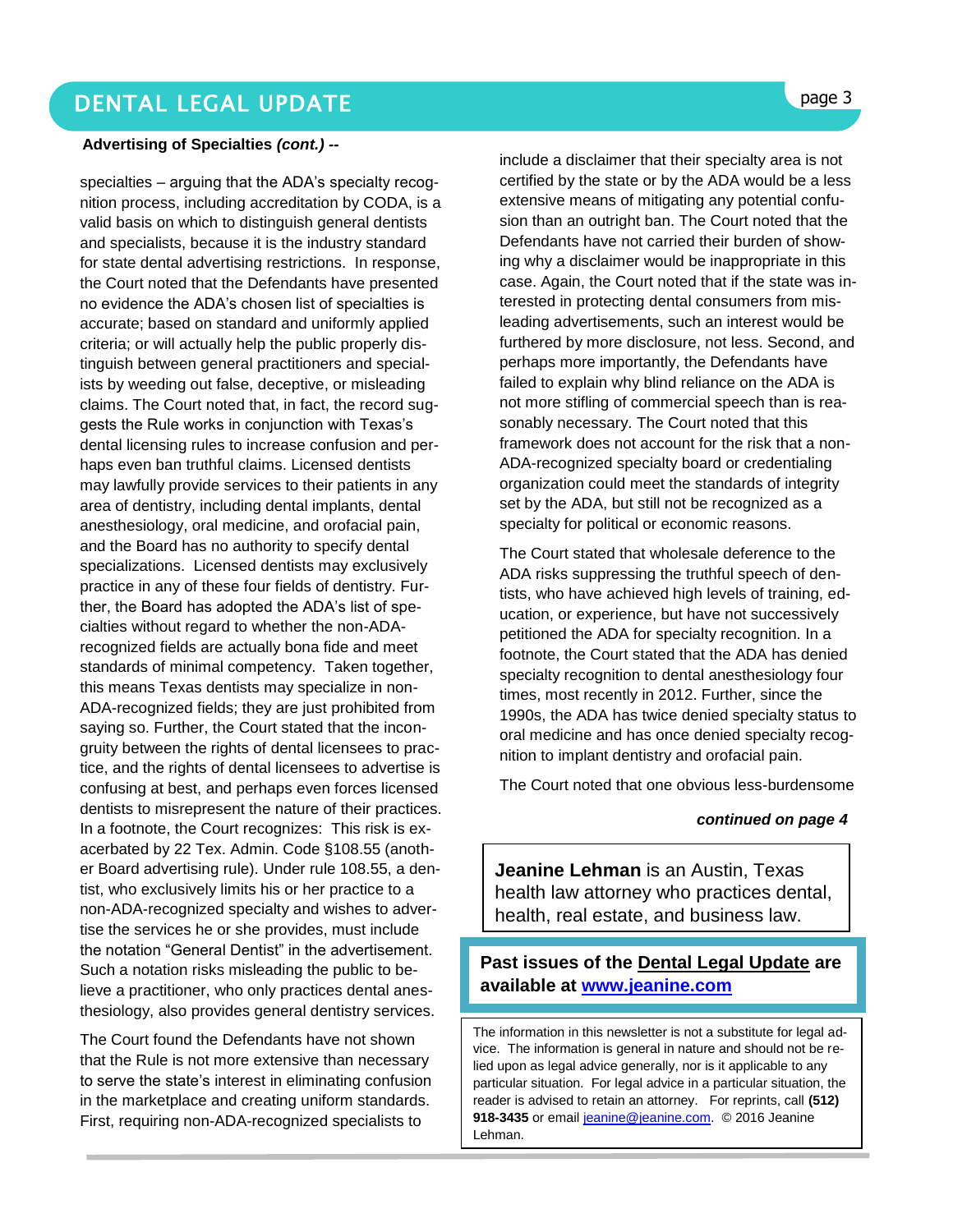**Advertising of Specialties *(cont.)* --**

specialties – arguing that the ADA's specialty recognition process, including accreditation by CODA, is a valid basis on which to distinguish general dentists and specialists, because it is the industry standard for state dental advertising restrictions. In response, the Court noted that the Defendants have presented no evidence the ADA's chosen list of specialties is accurate; based on standard and uniformly applied criteria; or will actually help the public properly distinguish between general practitioners and specialists by weeding out false, deceptive, or misleading claims. The Court noted that, in fact, the record suggests the Rule works in conjunction with Texas's dental licensing rules to increase confusion and perhaps even ban truthful claims. Licensed dentists may lawfully provide services to their patients in any area of dentistry, including dental implants, dental anesthesiology, oral medicine, and orofacial pain, and the Board has no authority to specify dental specializations. Licensed dentists may exclusively practice in any of these four fields of dentistry. Further, the Board has adopted the ADA's list of specialties without regard to whether the non-ADA-recognized fields are actually bona fide and meet standards of minimal competency. Taken together, this means Texas dentists may specialize in non-ADA-recognized fields; they are just prohibited from saying so. Further, the Court stated that the incongruity between the rights of dental licensees to practice, and the rights of dental licensees to advertise is confusing at best, and perhaps even forces licensed dentists to misrepresent the nature of their practices. In a footnote, the Court recognizes: This risk is exacerbated by 22 Tex. Admin. Code §108.55 (another Board advertising rule). Under rule 108.55, a dentist, who exclusively limits his or her practice to a non-ADA-recognized specialty and wishes to advertise the services he or she provides, must include the notation "General Dentist" in the advertisement. Such a notation risks misleading the public to believe a practitioner, who only practices dental anesthesiology, also provides general dentistry services.

The Court found the Defendants have not shown that the Rule is not more extensive than necessary to serve the state's interest in eliminating confusion in the marketplace and creating uniform standards. First, requiring non-ADA-recognized specialists to include a disclaimer that their specialty area is not certified by the state or by the ADA would be a less extensive means of mitigating any potential confusion than an outright ban. The Court noted that the Defendants have not carried their burden of showing why a disclaimer would be inappropriate in this case. Again, the Court noted that if the state was interested in protecting dental consumers from misleading advertisements, such an interest would be furthered by more disclosure, not less. Second, and perhaps more importantly, the Defendants have failed to explain why blind reliance on the ADA is not more stifling of commercial speech than is reasonably necessary. The Court noted that this framework does not account for the risk that a non-ADA-recognized specialty board or credentialing organization could meet the standards of integrity set by the ADA, but still not be recognized as a specialty for political or economic reasons.

The Court stated that wholesale deference to the ADA risks suppressing the truthful speech of dentists, who have achieved high levels of training, education, or experience, but have not successively petitioned the ADA for specialty recognition. In a footnote, the Court stated that the ADA has denied specialty recognition to dental anesthesiology four times, most recently in 2012. Further, since the 1990s, the ADA has twice denied specialty status to oral medicine and has once denied specialty recognition to implant dentistry and orofacial pain.

The Court noted that one obvious less-burdensome

***continued on page 4***

**Jeanine Lehman** is an Austin, Texas health law attorney who practices dental, health, real estate, and business law.

**Past issues of the Dental Legal Update are available at www.jeanine.com**

The information in this newsletter is not a substitute for legal advice. The information is general in nature and should not be relied upon as legal advice generally, nor is it applicable to any particular situation. For legal advice in a particular situation, the reader is advised to retain an attorney. For reprints, call **(512) 918-3435** or email jeanine@jeanine.com. © 2016 Jeanine Lehman.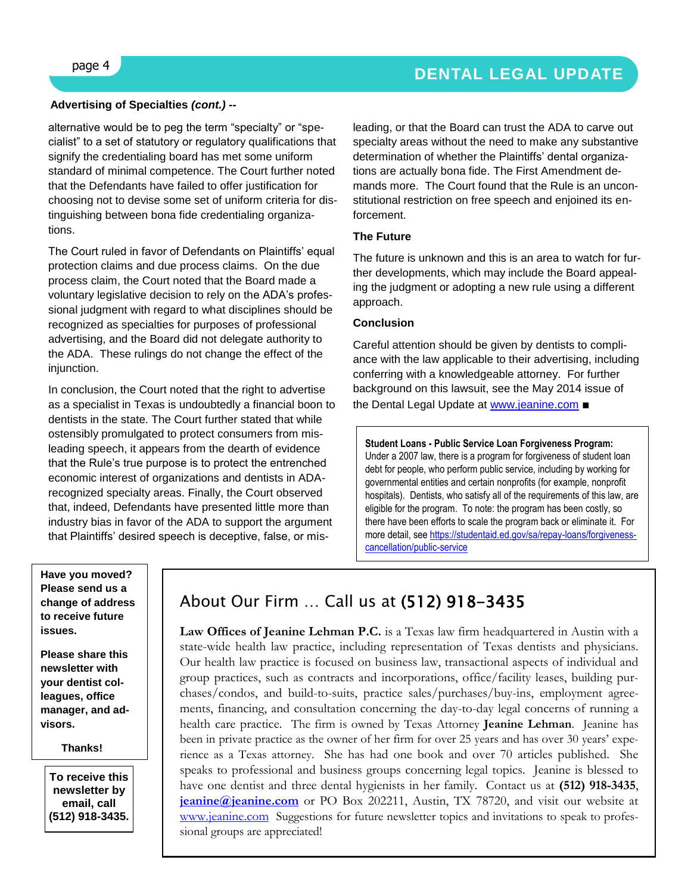**Advertising of Specialties *(cont.)* --**

alternative would be to peg the term "specialty" or "specialist" to a set of statutory or regulatory qualifications that signify the credentialing board has met some uniform standard of minimal competence. The Court further noted that the Defendants have failed to offer justification for choosing not to devise some set of uniform criteria for distinguishing between bona fide credentialing organizations.

The Court ruled in favor of Defendants on Plaintiffs' equal protection claims and due process claims. On the due process claim, the Court noted that the Board made a voluntary legislative decision to rely on the ADA's professional judgment with regard to what disciplines should be recognized as specialties for purposes of professional advertising, and the Board did not delegate authority to the ADA. These rulings do not change the effect of the injunction.

In conclusion, the Court noted that the right to advertise as a specialist in Texas is undoubtedly a financial boon to dentists in the state. The Court further stated that while ostensibly promulgated to protect consumers from misleading speech, it appears from the dearth of evidence that the Rule's true purpose is to protect the entrenched economic interest of organizations and dentists in ADA-recognized specialty areas. Finally, the Court observed that, indeed, Defendants have presented little more than industry bias in favor of the ADA to support the argument that Plaintiffs' desired speech is deceptive, false, or misleading, or that the Board can trust the ADA to carve out specialty areas without the need to make any substantive determination of whether the Plaintiffs' dental organizations are actually bona fide. The First Amendment demands more. The Court found that the Rule is an unconstitutional restriction on free speech and enjoined its enforcement.

**The Future**

The future is unknown and this is an area to watch for further developments, which may include the Board appealing the judgment or adopting a new rule using a different approach.

**Conclusion**

Careful attention should be given by dentists to compliance with the law applicable to their advertising, including conferring with a knowledgeable attorney. For further background on this lawsuit, see the May 2014 issue of the Dental Legal Update at www.jeanine.com ■

**Student Loans - Public Service Loan Forgiveness Program:** Under a 2007 law, there is a program for forgiveness of student loan debt for people, who perform public service, including by working for governmental entities and certain nonprofits (for example, nonprofit hospitals). Dentists, who satisfy all of the requirements of this law, are eligible for the program. To note: the program has been costly, so there have been efforts to scale the program back or eliminate it. For more detail, see https://studentaid.ed.gov/sa/repay-loans/forgiveness-cancellation/public-service

**Have you moved? Please send us a change of address to receive future issues.**

**Please share this newsletter with your dentist colleagues, office manager, and advisors.**

**Thanks!**

**To receive this newsletter by email, call (512) 918-3435.**

## About Our Firm … Call us at (512) 918-3435

**Law Offices of Jeanine Lehman P.C.** is a Texas law firm headquartered in Austin with a state-wide health law practice, including representation of Texas dentists and physicians. Our health law practice is focused on business law, transactional aspects of individual and group practices, such as contracts and incorporations, office/facility leases, building purchases/condos, and build-to-suits, practice sales/purchases/buy-ins, employment agreements, financing, and consultation concerning the day-to-day legal concerns of running a health care practice. The firm is owned by Texas Attorney **Jeanine Lehman**. Jeanine has been in private practice as the owner of her firm for over 25 years and has over 30 years' experience as a Texas attorney. She has had one book and over 70 articles published. She speaks to professional and business groups concerning legal topics. Jeanine is blessed to have one dentist and three dental hygienists in her family. Contact us at **(512) 918-3435**, **jeanine@jeanine.com** or PO Box 202211, Austin, TX 78720, and visit our website at www.jeanine.com Suggestions for future newsletter topics and invitations to speak to professional groups are appreciated!